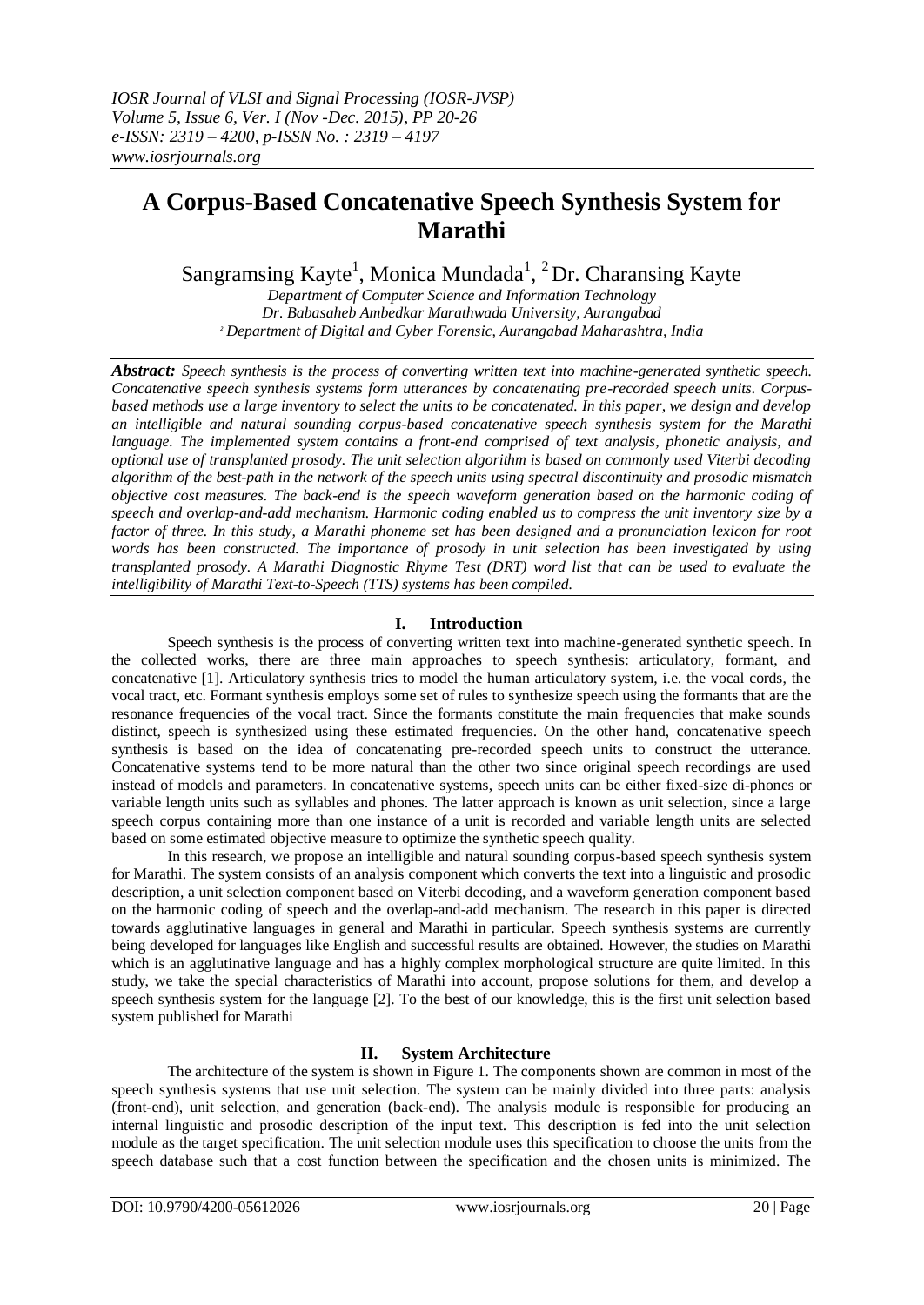# A Corpus-Based Concatenative Speech Synthesis System for Marathi

Sangramsing Kayte[1], Monica Mundada[1], [2] Dr. Charansing Kayte

*Department of Computer Science and Information Technology*
*Dr. Babasaheb Ambedkar Marathwada University, Aurangabad*
*[2] Department of Digital and Cyber Forensic, Aurangabad Maharashtra, India*

***Abstract:*** *Speech synthesis is the process of converting written text into machine-generated synthetic speech. Concatenative speech synthesis systems form utterances by concatenating pre-recorded speech units. Corpus-based methods use a large inventory to select the units to be concatenated. In this paper, we design and develop an intelligible and natural sounding corpus-based concatenative speech synthesis system for the Marathi language. The implemented system contains a front-end comprised of text analysis, phonetic analysis, and optional use of transplanted prosody. The unit selection algorithm is based on commonly used Viterbi decoding algorithm of the best-path in the network of the speech units using spectral discontinuity and prosodic mismatch objective cost measures. The back-end is the speech waveform generation based on the harmonic coding of speech and overlap-and-add mechanism. Harmonic coding enabled us to compress the unit inventory size by a factor of three. In this study, a Marathi phoneme set has been designed and a pronunciation lexicon for root words has been constructed. The importance of prosody in unit selection has been investigated by using transplanted prosody. A Marathi Diagnostic Rhyme Test (DRT) word list that can be used to evaluate the intelligibility of Marathi Text-to-Speech (TTS) systems has been compiled.*

## I. Introduction

Speech synthesis is the process of converting written text into machine-generated synthetic speech. In the collected works, there are three main approaches to speech synthesis: articulatory, formant, and concatenative [1]. Articulatory synthesis tries to model the human articulatory system, i.e. the vocal cords, the vocal tract, etc. Formant synthesis employs some set of rules to synthesize speech using the formants that are the resonance frequencies of the vocal tract. Since the formants constitute the main frequencies that make sounds distinct, speech is synthesized using these estimated frequencies. On the other hand, concatenative speech synthesis is based on the idea of concatenating pre-recorded speech units to construct the utterance. Concatenative systems tend to be more natural than the other two since original speech recordings are used instead of models and parameters. In concatenative systems, speech units can be either fixed-size di-phones or variable length units such as syllables and phones. The latter approach is known as unit selection, since a large speech corpus containing more than one instance of a unit is recorded and variable length units are selected based on some estimated objective measure to optimize the synthetic speech quality.

In this research, we propose an intelligible and natural sounding corpus-based speech synthesis system for Marathi. The system consists of an analysis component which converts the text into a linguistic and prosodic description, a unit selection component based on Viterbi decoding, and a waveform generation component based on the harmonic coding of speech and the overlap-and-add mechanism. The research in this paper is directed towards agglutinative languages in general and Marathi in particular. Speech synthesis systems are currently being developed for languages like English and successful results are obtained. However, the studies on Marathi which is an agglutinative language and has a highly complex morphological structure are quite limited. In this study, we take the special characteristics of Marathi into account, propose solutions for them, and develop a speech synthesis system for the language [2]. To the best of our knowledge, this is the first unit selection based system published for Marathi

## II. System Architecture

The architecture of the system is shown in Figure 1. The components shown are common in most of the speech synthesis systems that use unit selection. The system can be mainly divided into three parts: analysis (front-end), unit selection, and generation (back-end). The analysis module is responsible for producing an internal linguistic and prosodic description of the input text. This description is fed into the unit selection module as the target specification. The unit selection module uses this specification to choose the units from the speech database such that a cost function between the specification and the chosen units is minimized. The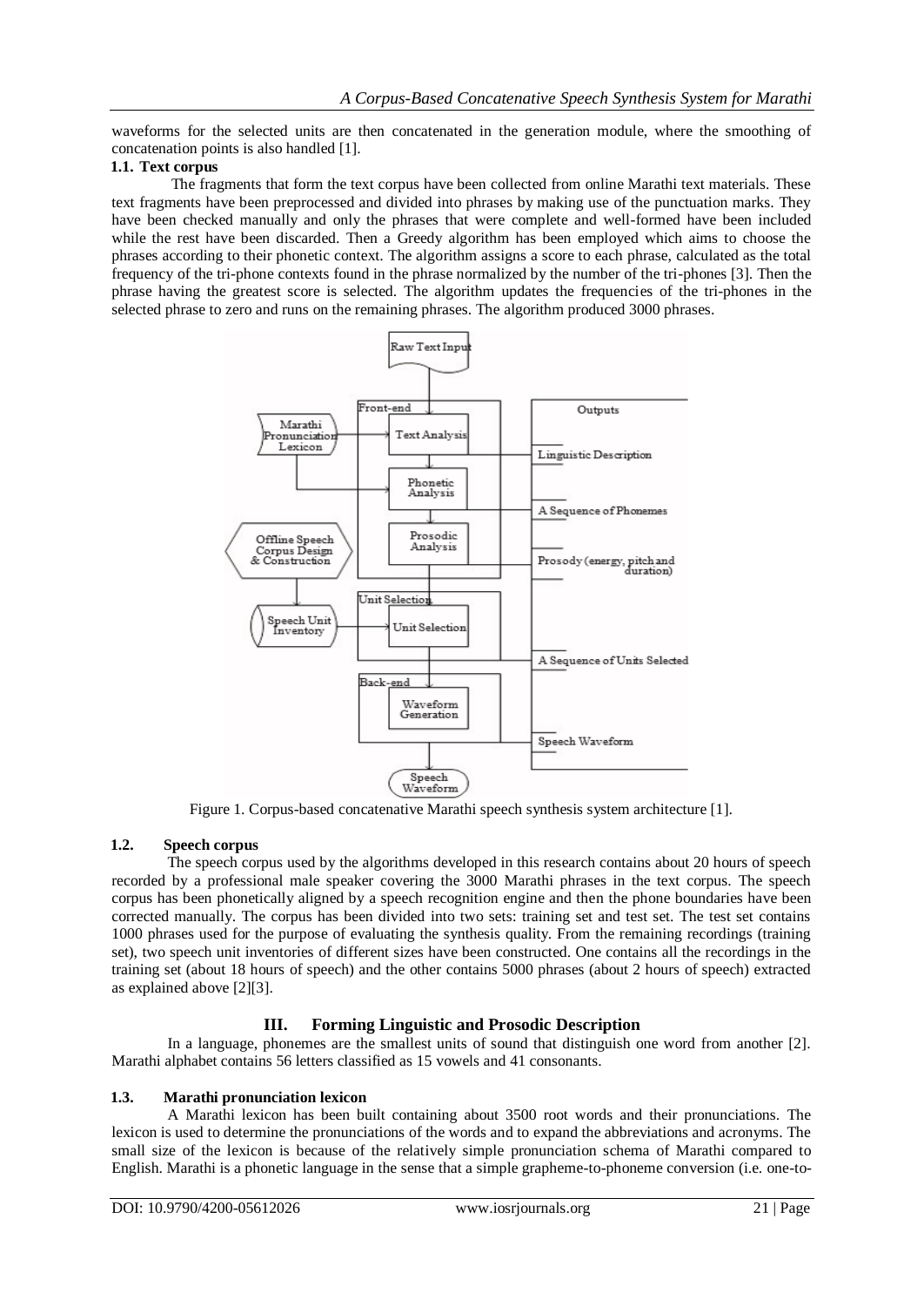waveforms for the selected units are then concatenated in the generation module, where the smoothing of concatenation points is also handled [1].

### 1.1. Text corpus

The fragments that form the text corpus have been collected from online Marathi text materials. These text fragments have been preprocessed and divided into phrases by making use of the punctuation marks. They have been checked manually and only the phrases that were complete and well-formed have been included while the rest have been discarded. Then a Greedy algorithm has been employed which aims to choose the phrases according to their phonetic context. The algorithm assigns a score to each phrase, calculated as the total frequency of the tri-phone contexts found in the phrase normalized by the number of the tri-phones [3]. Then the phrase having the greatest score is selected. The algorithm updates the frequencies of the tri-phones in the selected phrase to zero and runs on the remaining phrases. The algorithm produced 3000 phrases.

Figure 1. Corpus-based concatenative Marathi speech synthesis system architecture [1].

### 1.2. Speech corpus

The speech corpus used by the algorithms developed in this research contains about 20 hours of speech recorded by a professional male speaker covering the 3000 Marathi phrases in the text corpus. The speech corpus has been phonetically aligned by a speech recognition engine and then the phone boundaries have been corrected manually. The corpus has been divided into two sets: training set and test set. The test set contains 1000 phrases used for the purpose of evaluating the synthesis quality. From the remaining recordings (training set), two speech unit inventories of different sizes have been constructed. One contains all the recordings in the training set (about 18 hours of speech) and the other contains 5000 phrases (about 2 hours of speech) extracted as explained above [2][3].

## III. Forming Linguistic and Prosodic Description

In a language, phonemes are the smallest units of sound that distinguish one word from another [2]. Marathi alphabet contains 56 letters classified as 15 vowels and 41 consonants.

### 1.3. Marathi pronunciation lexicon

A Marathi lexicon has been built containing about 3500 root words and their pronunciations. The lexicon is used to determine the pronunciations of the words and to expand the abbreviations and acronyms. The small size of the lexicon is because of the relatively simple pronunciation schema of Marathi compared to English. Marathi is a phonetic language in the sense that a simple grapheme-to-phoneme conversion (i.e. one-to-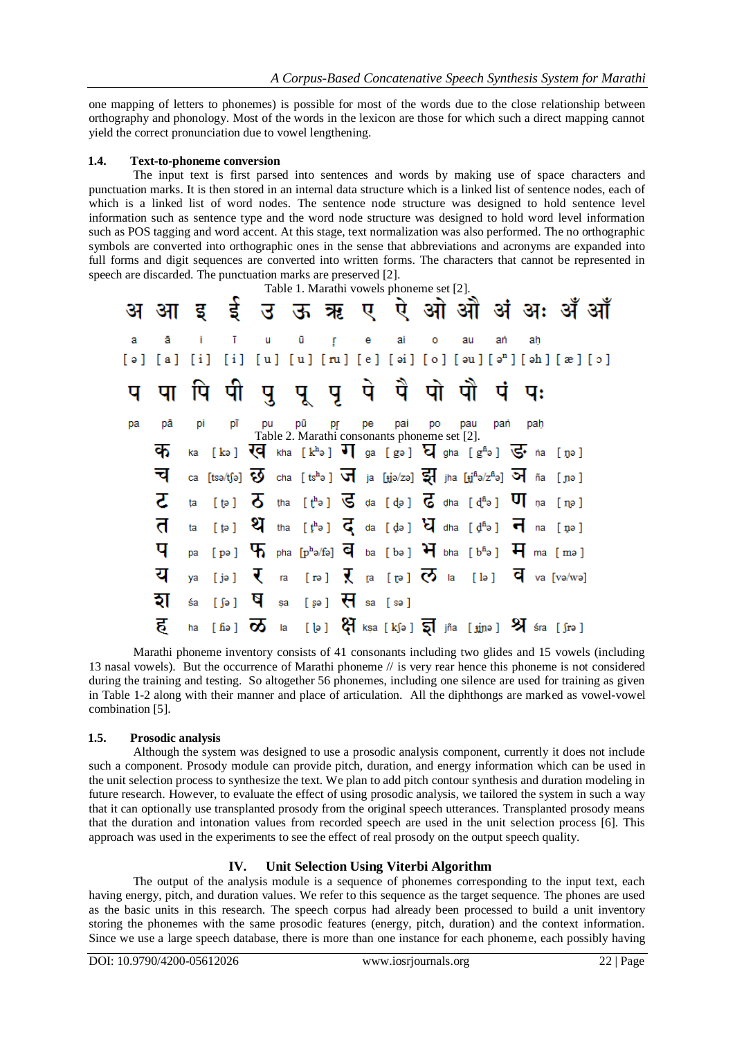one mapping of letters to phonemes) is possible for most of the words due to the close relationship between orthography and phonology. Most of the words in the lexicon are those for which such a direct mapping cannot yield the correct pronunciation due to vowel lengthening.

### 1.4. Text-to-phoneme conversion

The input text is first parsed into sentences and words by making use of space characters and punctuation marks. It is then stored in an internal data structure which is a linked list of sentence nodes, each of which is a linked list of word nodes. The sentence node structure was designed to hold sentence level information such as sentence type and the word node structure was designed to hold word level information such as POS tagging and word accent. At this stage, text normalization was also performed. The no orthographic symbols are converted into orthographic ones in the sense that abbreviations and acronyms are expanded into full forms and digit sequences are converted into written forms. The characters that cannot be represented in speech are discarded. The punctuation marks are preserved [2].

Table 1. Marathi vowels phoneme set [2].

| अ | आ | इ | ई | उ | ऊ | ऋ | ए | ऐ | ओ | औ | अं | अः | अँ | ऑ |
|---|---|---|---|---|---|---|---|---|---|---|---|---|---|---|
| a | ā | i | ī | u | ū | ṛ | e | ai | o | au | aṅ | aḥ | | |
| [ ə ] | [ a ] | [ i ] | [ i ] | [ u ] | [ u ] | [ ru ] | [ e ] | [ əi ] | [ o ] | [ əu ] | [ əⁿ ] | [ əh ] | [ æ ] | [ ɔ ] |
| प | पा | पि | पी | पु | पू | पृ | पे | पै | पो | पौ | पं | पः | | |
| pa | pā | pi | pī | pu | pū | pṛ | pe | pai | po | pau | paṅ | paḥ | | |

Table 2. Marathi consonants phoneme set [2].

| | | | | | | | | | | | | | | |
|---|---|---|---|---|---|---|---|---|---|---|---|---|---|---|
| क | ka | [ kə ] | ख | kha | [ kʰə ] | ग | ga | [ gə ] | घ | gha | [ gʱə ] | ङ | ṅa | [ ŋə ] |
| च | ca | [tsə/tʃə] | छ | cha | [ tsʰə ] | ज | ja | [ʤə/zə] | झ | jha | [ʤʱə/zʱə] | ञ | ña | [ ɲə ] |
| ट | ṭa | [ ʈə ] | ठ | ṭha | [ ʈʰə ] | ड | ḍa | [ ɖə ] | ढ | ḍha | [ ɖʱə ] | ण | ṇa | [ ɳə ] |
| त | ta | [ t̪ə ] | थ | tha | [ t̪ʰə ] | द | da | [ d̪ə ] | ध | dha | [ d̪ʱə ] | न | na | [ n̪ə ] |
| प | pa | [ pə ] | फ | pha | [pʰə/fə] | ब | ba | [ bə ] | भ | bha | [ bʱə ] | म | ma | [ mə ] |
| य | ya | [ jə ] | र | ra | [ rə ] | ऱ | ṟa | [ ɽə ] | ल | la | [ lə ] | व | va | [və/wə] |
| श | śa | [ ʃə ] | ष | ṣa | [ ʂə ] | स | sa | [ sə ] | | | | | | |
| ह | ha | [ ɦə ] | ळ | ḷa | [ ɭə ] | क्ष | kṣa | [ kʃə ] | ज्ञ | jña | [ ʤɲə ] | श्र | śra | [ ʃrə ] |

Marathi phoneme inventory consists of 41 consonants including two glides and 15 vowels (including 13 nasal vowels). But the occurrence of Marathi phoneme // is very rear hence this phoneme is not considered during the training and testing. So altogether 56 phonemes, including one silence are used for training as given in Table 1-2 along with their manner and place of articulation. All the diphthongs are marked as vowel-vowel combination [5].

### 1.5. Prosodic analysis

Although the system was designed to use a prosodic analysis component, currently it does not include such a component. Prosody module can provide pitch, duration, and energy information which can be used in the unit selection process to synthesize the text. We plan to add pitch contour synthesis and duration modeling in future research. However, to evaluate the effect of using prosodic analysis, we tailored the system in such a way that it can optionally use transplanted prosody from the original speech utterances. Transplanted prosody means that the duration and intonation values from recorded speech are used in the unit selection process [6]. This approach was used in the experiments to see the effect of real prosody on the output speech quality.

## IV. Unit Selection Using Viterbi Algorithm

The output of the analysis module is a sequence of phonemes corresponding to the input text, each having energy, pitch, and duration values. We refer to this sequence as the target sequence. The phones are used as the basic units in this research. The speech corpus had already been processed to build a unit inventory storing the phonemes with the same prosodic features (energy, pitch, duration) and the context information. Since we use a large speech database, there is more than one instance for each phoneme, each possibly having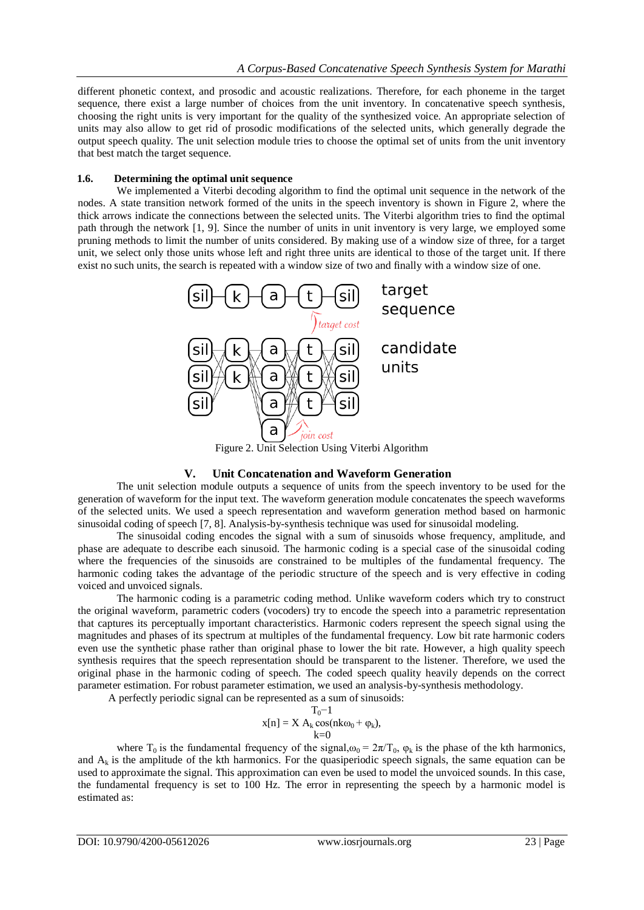different phonetic context, and prosodic and acoustic realizations. Therefore, for each phoneme in the target sequence, there exist a large number of choices from the unit inventory. In concatenative speech synthesis, choosing the right units is very important for the quality of the synthesized voice. An appropriate selection of units may also allow to get rid of prosodic modifications of the selected units, which generally degrade the output speech quality. The unit selection module tries to choose the optimal set of units from the unit inventory that best match the target sequence.

### 1.6. Determining the optimal unit sequence

We implemented a Viterbi decoding algorithm to find the optimal unit sequence in the network of the nodes. A state transition network formed of the units in the speech inventory is shown in Figure 2, where the thick arrows indicate the connections between the selected units. The Viterbi algorithm tries to find the optimal path through the network [1, 9]. Since the number of units in unit inventory is very large, we employed some pruning methods to limit the number of units considered. By making use of a window size of three, for a target unit, we select only those units whose left and right three units are identical to those of the target unit. If there exist no such units, the search is repeated with a window size of two and finally with a window size of one.

Figure 2. Unit Selection Using Viterbi Algorithm

## V. Unit Concatenation and Waveform Generation

The unit selection module outputs a sequence of units from the speech inventory to be used for the generation of waveform for the input text. The waveform generation module concatenates the speech waveforms of the selected units. We used a speech representation and waveform generation method based on harmonic sinusoidal coding of speech [7, 8]. Analysis-by-synthesis technique was used for sinusoidal modeling.

The sinusoidal coding encodes the signal with a sum of sinusoids whose frequency, amplitude, and phase are adequate to describe each sinusoid. The harmonic coding is a special case of the sinusoidal coding where the frequencies of the sinusoids are constrained to be multiples of the fundamental frequency. The harmonic coding takes the advantage of the periodic structure of the speech and is very effective in coding voiced and unvoiced signals.

The harmonic coding is a parametric coding method. Unlike waveform coders which try to construct the original waveform, parametric coders (vocoders) try to encode the speech into a parametric representation that captures its perceptually important characteristics. Harmonic coders represent the speech signal using the magnitudes and phases of its spectrum at multiples of the fundamental frequency. Low bit rate harmonic coders even use the synthetic phase rather than original phase to lower the bit rate. However, a high quality speech synthesis requires that the speech representation should be transparent to the listener. Therefore, we used the original phase in the harmonic coding of speech. The coded speech quality heavily depends on the correct parameter estimation. For robust parameter estimation, we used an analysis-by-synthesis methodology.

A perfectly periodic signal can be represented as a sum of sinusoids:

$$x[n] = \sum_{k=0}^{T_0-1} A_k \cos(nk\omega_0 + \varphi_k),$$

where $T_0$ is the fundamental frequency of the signal, $\omega_0 = 2\pi/T_0$, $\varphi_k$ is the phase of the kth harmonics, and $A_k$ is the amplitude of the kth harmonics. For the quasiperiodic speech signals, the same equation can be used to approximate the signal. This approximation can even be used to model the unvoiced sounds. In this case, the fundamental frequency is set to 100 Hz. The error in representing the speech by a harmonic model is estimated as: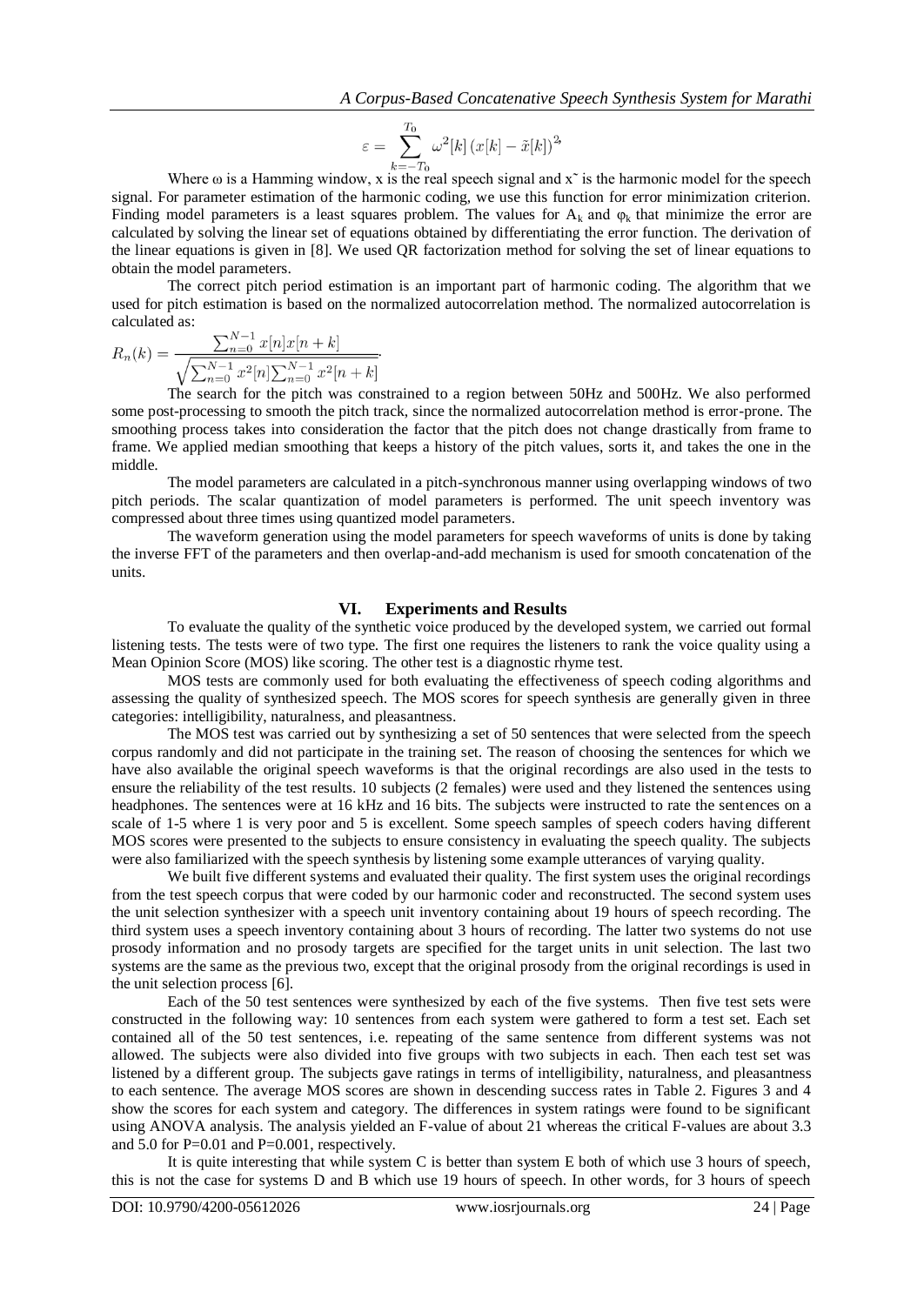$$\varepsilon = \sum_{k=-T_0}^{T_0} \omega^2[k] \left(x[k] - \tilde{x}[k]\right)^2$$

Where ω is a Hamming window, x is the real speech signal and $\tilde{x}$ is the harmonic model for the speech signal. For parameter estimation of the harmonic coding, we use this function for error minimization criterion. Finding model parameters is a least squares problem. The values for $A_k$ and $\varphi_k$ that minimize the error are calculated by solving the linear set of equations obtained by differentiating the error function. The derivation of the linear equations is given in [8]. We used QR factorization method for solving the set of linear equations to obtain the model parameters.

The correct pitch period estimation is an important part of harmonic coding. The algorithm that we used for pitch estimation is based on the normalized autocorrelation method. The normalized autocorrelation is calculated as:

$$R_n(k) = \frac{\sum_{n=0}^{N-1} x[n]x[n+k]}{\sqrt{\sum_{n=0}^{N-1} x^2[n] \sum_{n=0}^{N-1} x^2[n+k]}}.$$

The search for the pitch was constrained to a region between 50Hz and 500Hz. We also performed some post-processing to smooth the pitch track, since the normalized autocorrelation method is error-prone. The smoothing process takes into consideration the factor that the pitch does not change drastically from frame to frame. We applied median smoothing that keeps a history of the pitch values, sorts it, and takes the one in the middle.

The model parameters are calculated in a pitch-synchronous manner using overlapping windows of two pitch periods. The scalar quantization of model parameters is performed. The unit speech inventory was compressed about three times using quantized model parameters.

The waveform generation using the model parameters for speech waveforms of units is done by taking the inverse FFT of the parameters and then overlap-and-add mechanism is used for smooth concatenation of the units.

## VI. Experiments and Results

To evaluate the quality of the synthetic voice produced by the developed system, we carried out formal listening tests. The tests were of two type. The first one requires the listeners to rank the voice quality using a Mean Opinion Score (MOS) like scoring. The other test is a diagnostic rhyme test.

MOS tests are commonly used for both evaluating the effectiveness of speech coding algorithms and assessing the quality of synthesized speech. The MOS scores for speech synthesis are generally given in three categories: intelligibility, naturalness, and pleasantness.

The MOS test was carried out by synthesizing a set of 50 sentences that were selected from the speech corpus randomly and did not participate in the training set. The reason of choosing the sentences for which we have also available the original speech waveforms is that the original recordings are also used in the tests to ensure the reliability of the test results. 10 subjects (2 females) were used and they listened the sentences using headphones. The sentences were at 16 kHz and 16 bits. The subjects were instructed to rate the sentences on a scale of 1-5 where 1 is very poor and 5 is excellent. Some speech samples of speech coders having different MOS scores were presented to the subjects to ensure consistency in evaluating the speech quality. The subjects were also familiarized with the speech synthesis by listening some example utterances of varying quality.

We built five different systems and evaluated their quality. The first system uses the original recordings from the test speech corpus that were coded by our harmonic coder and reconstructed. The second system uses the unit selection synthesizer with a speech unit inventory containing about 19 hours of speech recording. The third system uses a speech inventory containing about 3 hours of recording. The latter two systems do not use prosody information and no prosody targets are specified for the target units in unit selection. The last two systems are the same as the previous two, except that the original prosody from the original recordings is used in the unit selection process [6].

Each of the 50 test sentences were synthesized by each of the five systems. Then five test sets were constructed in the following way: 10 sentences from each system were gathered to form a test set. Each set contained all of the 50 test sentences, i.e. repeating of the same sentence from different systems was not allowed. The subjects were also divided into five groups with two subjects in each. Then each test set was listened by a different group. The subjects gave ratings in terms of intelligibility, naturalness, and pleasantness to each sentence. The average MOS scores are shown in descending success rates in Table 2. Figures 3 and 4 show the scores for each system and category. The differences in system ratings were found to be significant using ANOVA analysis. The analysis yielded an F-value of about 21 whereas the critical F-values are about 3.3 and 5.0 for P=0.01 and P=0.001, respectively.

It is quite interesting that while system C is better than system E both of which use 3 hours of speech, this is not the case for systems D and B which use 19 hours of speech. In other words, for 3 hours of speech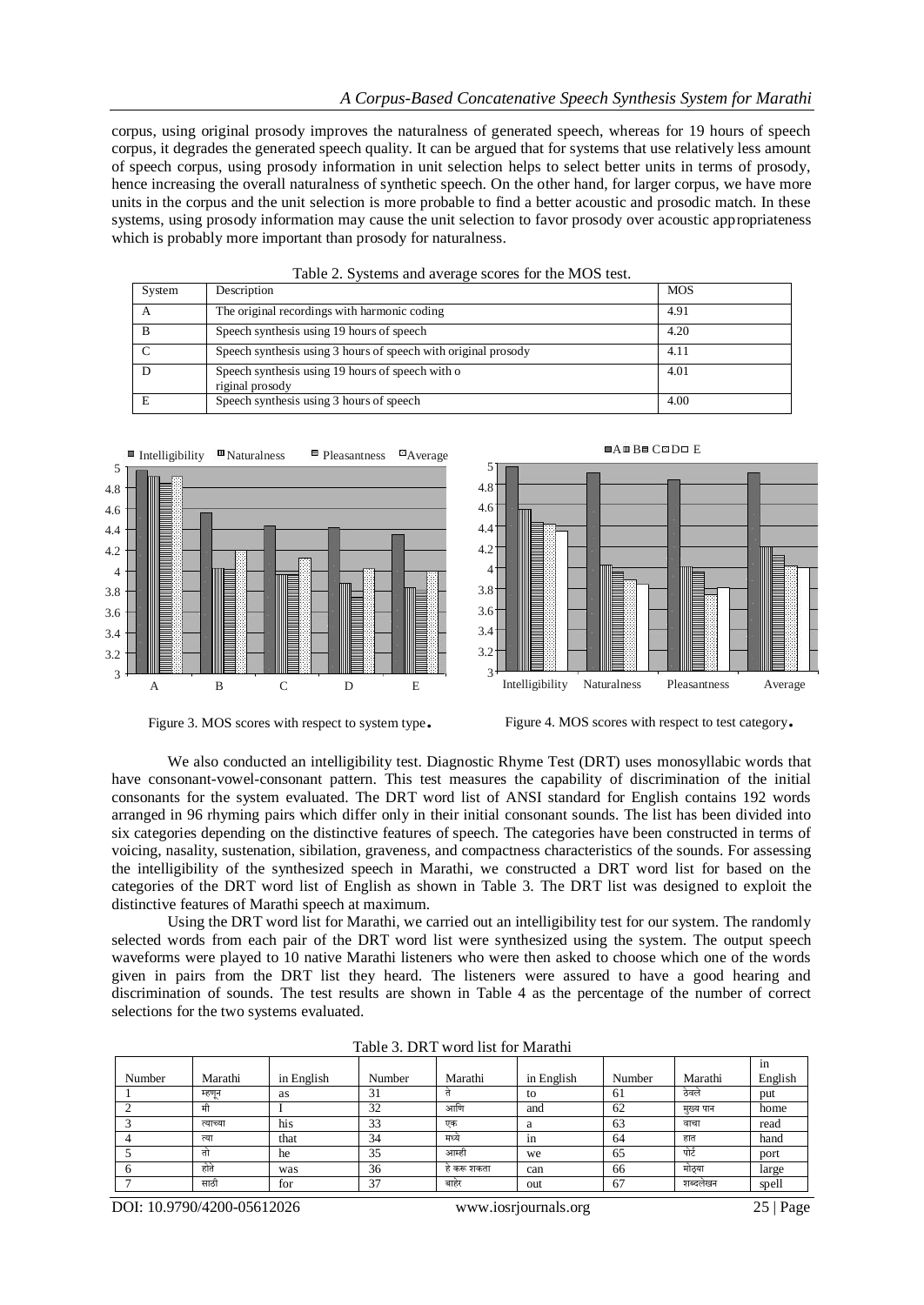corpus, using original prosody improves the naturalness of generated speech, whereas for 19 hours of speech corpus, it degrades the generated speech quality. It can be argued that for systems that use relatively less amount of speech corpus, using prosody information in unit selection helps to select better units in terms of prosody, hence increasing the overall naturalness of synthetic speech. On the other hand, for larger corpus, we have more units in the corpus and the unit selection is more probable to find a better acoustic and prosodic match. In these systems, using prosody information may cause the unit selection to favor prosody over acoustic appropriateness which is probably more important than prosody for naturalness.

Table 2. Systems and average scores for the MOS test.

| System | Description | MOS |
|---|---|---|
| A | The original recordings with harmonic coding | 4.91 |
| B | Speech synthesis using 19 hours of speech | 4.20 |
| C | Speech synthesis using 3 hours of speech with original prosody | 4.11 |
| D | Speech synthesis using 19 hours of speech with o riginal prosody | 4.01 |
| E | Speech synthesis using 3 hours of speech | 4.00 |

Figure 3. MOS scores with respect to system type.

Figure 4. MOS scores with respect to test category.

We also conducted an intelligibility test. Diagnostic Rhyme Test (DRT) uses monosyllabic words that have consonant-vowel-consonant pattern. This test measures the capability of discrimination of the initial consonants for the system evaluated. The DRT word list of ANSI standard for English contains 192 words arranged in 96 rhyming pairs which differ only in their initial consonant sounds. The list has been divided into six categories depending on the distinctive features of speech. The categories have been constructed in terms of voicing, nasality, sustenation, sibilation, graveness, and compactness characteristics of the sounds. For assessing the intelligibility of the synthesized speech in Marathi, we constructed a DRT word list for based on the categories of the DRT word list of English as shown in Table 3. The DRT list was designed to exploit the distinctive features of Marathi speech at maximum.

Using the DRT word list for Marathi, we carried out an intelligibility test for our system. The randomly selected words from each pair of the DRT word list were synthesized using the system. The output speech waveforms were played to 10 native Marathi listeners who were then asked to choose which one of the words given in pairs from the DRT list they heard. The listeners were assured to have a good hearing and discrimination of sounds. The test results are shown in Table 4 as the percentage of the number of correct selections for the two systems evaluated.

Table 3. DRT word list for Marathi

| Number | Marathi | in English | Number | Marathi | in English | Number | Marathi | in English |
|---|---|---|---|---|---|---|---|---|
| 1 | म्हणून | as | 31 | ते | to | 61 | ठेवले | put |
| 2 | मी | I | 32 | आणि | and | 62 | मुख्य पान | home |
| 3 | त्याच्या | his | 33 | एक | a | 63 | वाचा | read |
| 4 | त्या | that | 34 | मध्ये | in | 64 | हात | hand |
| 5 | तो | he | 35 | आम्ही | we | 65 | पोर्ट | port |
| 6 | होते | was | 36 | हे करू शकता | can | 66 | मोठ्या | large |
| 7 | साठी | for | 37 | बाहेर | out | 67 | शब्दलेखन | spell |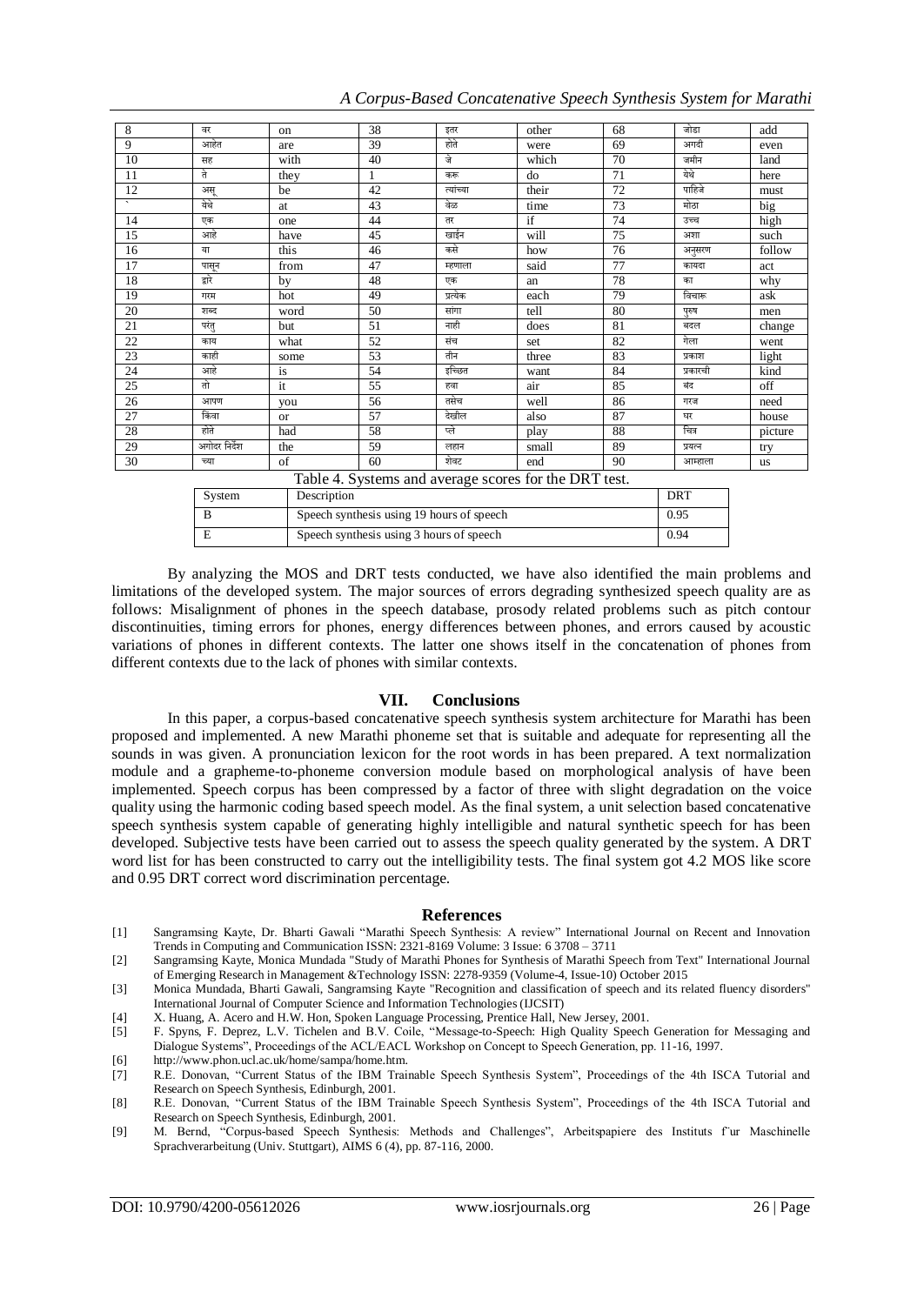| | | | | | | | | | | | |
|---|---|---|---|---|---|---|---|---|---|---|---|
| 8 | वर | on | 38 | इतर | other | 68 | जोडा | add |
| 9 | आहेत | are | 39 | होते | were | 69 | अगदी | even |
| 10 | सह | with | 40 | जे | which | 70 | जमीन | land |
| 11 | ते | they | 1 | करू | do | 71 | येथे | here |
| 12 | असू | be | 42 | त्यांच्या | their | 72 | पाहिजे | must |
| ` | येथे | at | 43 | वेळ | time | 73 | मोठा | big |
| 14 | एक | one | 44 | तर | if | 74 | उच्च | high |
| 15 | आहे | have | 45 | खाईन | will | 75 | अशा | such |
| 16 | या | this | 46 | कसे | how | 76 | अनुसरण | follow |
| 17 | पासून | from | 47 | म्हणाला | said | 77 | कायदा | act |
| 18 | द्वारे | by | 48 | एक | an | 78 | का | why |
| 19 | गरम | hot | 49 | प्रत्येक | each | 79 | विचारू | ask |
| 20 | शब्द | word | 50 | सांगा | tell | 80 | पुरुष | men |
| 21 | परंतु | but | 51 | नाही | does | 81 | बदल | change |
| 22 | काय | what | 52 | संच | set | 82 | गेला | went |
| 23 | काही | some | 53 | तीन | three | 83 | प्रकाश | light |
| 24 | आहे | is | 54 | इच्छित | want | 84 | प्रकारची | kind |
| 25 | तो | it | 55 | हवा | air | 85 | बंद | off |
| 26 | आपण | you | 56 | तसेच | well | 86 | गरज | need |
| 27 | किंवा | or | 57 | देखील | also | 87 | घर | house |
| 28 | होते | had | 58 | प्ले | play | 88 | चित्र | picture |
| 29 | अगोदर निर्देश | the | 59 | लहान | small | 89 | प्रयत्न | try |
| 30 | च्या | of | 60 | शेवट | end | 90 | आम्हाला | us |

Table 4. Systems and average scores for the DRT test.

| System | Description | DRT |
|---|---|---|
| B | Speech synthesis using 19 hours of speech | 0.95 |
| E | Speech synthesis using 3 hours of speech | 0.94 |

By analyzing the MOS and DRT tests conducted, we have also identified the main problems and limitations of the developed system. The major sources of errors degrading synthesized speech quality are as follows: Misalignment of phones in the speech database, prosody related problems such as pitch contour discontinuities, timing errors for phones, energy differences between phones, and errors caused by acoustic variations of phones in different contexts. The latter one shows itself in the concatenation of phones from different contexts due to the lack of phones with similar contexts.

## VII. Conclusions

In this paper, a corpus-based concatenative speech synthesis system architecture for Marathi has been proposed and implemented. A new Marathi phoneme set that is suitable and adequate for representing all the sounds in was given. A pronunciation lexicon for the root words in has been prepared. A text normalization module and a grapheme-to-phoneme conversion module based on morphological analysis of have been implemented. Speech corpus has been compressed by a factor of three with slight degradation on the voice quality using the harmonic coding based speech model. As the final system, a unit selection based concatenative speech synthesis system capable of generating highly intelligible and natural synthetic speech for has been developed. Subjective tests have been carried out to assess the speech quality generated by the system. A DRT word list for has been constructed to carry out the intelligibility tests. The final system got 4.2 MOS like score and 0.95 DRT correct word discrimination percentage.

## References

[1] Sangramsing Kayte, Dr. Bharti Gawali "Marathi Speech Synthesis: A review" International Journal on Recent and Innovation Trends in Computing and Communication ISSN: 2321-8169 Volume: 3 Issue: 6 3708 – 3711

[2] Sangramsing Kayte, Monica Mundada "Study of Marathi Phones for Synthesis of Marathi Speech from Text" International Journal of Emerging Research in Management &Technology ISSN: 2278-9359 (Volume-4, Issue-10) October 2015

[3] Monica Mundada, Bharti Gawali, Sangramsing Kayte "Recognition and classification of speech and its related fluency disorders" International Journal of Computer Science and Information Technologies (IJCSIT)

[4] X. Huang, A. Acero and H.W. Hon, Spoken Language Processing, Prentice Hall, New Jersey, 2001.

[5] F. Spyns, F. Deprez, L.V. Tichelen and B.V. Coile, "Message-to-Speech: High Quality Speech Generation for Messaging and Dialogue Systems", Proceedings of the ACL/EACL Workshop on Concept to Speech Generation, pp. 11-16, 1997.

[6] http://www.phon.ucl.ac.uk/home/sampa/home.htm.

[7] R.E. Donovan, "Current Status of the IBM Trainable Speech Synthesis System", Proceedings of the 4th ISCA Tutorial and Research on Speech Synthesis, Edinburgh, 2001.

[8] R.E. Donovan, "Current Status of the IBM Trainable Speech Synthesis System", Proceedings of the 4th ISCA Tutorial and Research on Speech Synthesis, Edinburgh, 2001.

[9] M. Bernd, "Corpus-based Speech Synthesis: Methods and Challenges", Arbeitspapiere des Instituts f¨ur Maschinelle Sprachverarbeitung (Univ. Stuttgart), AIMS 6 (4), pp. 87-116, 2000.